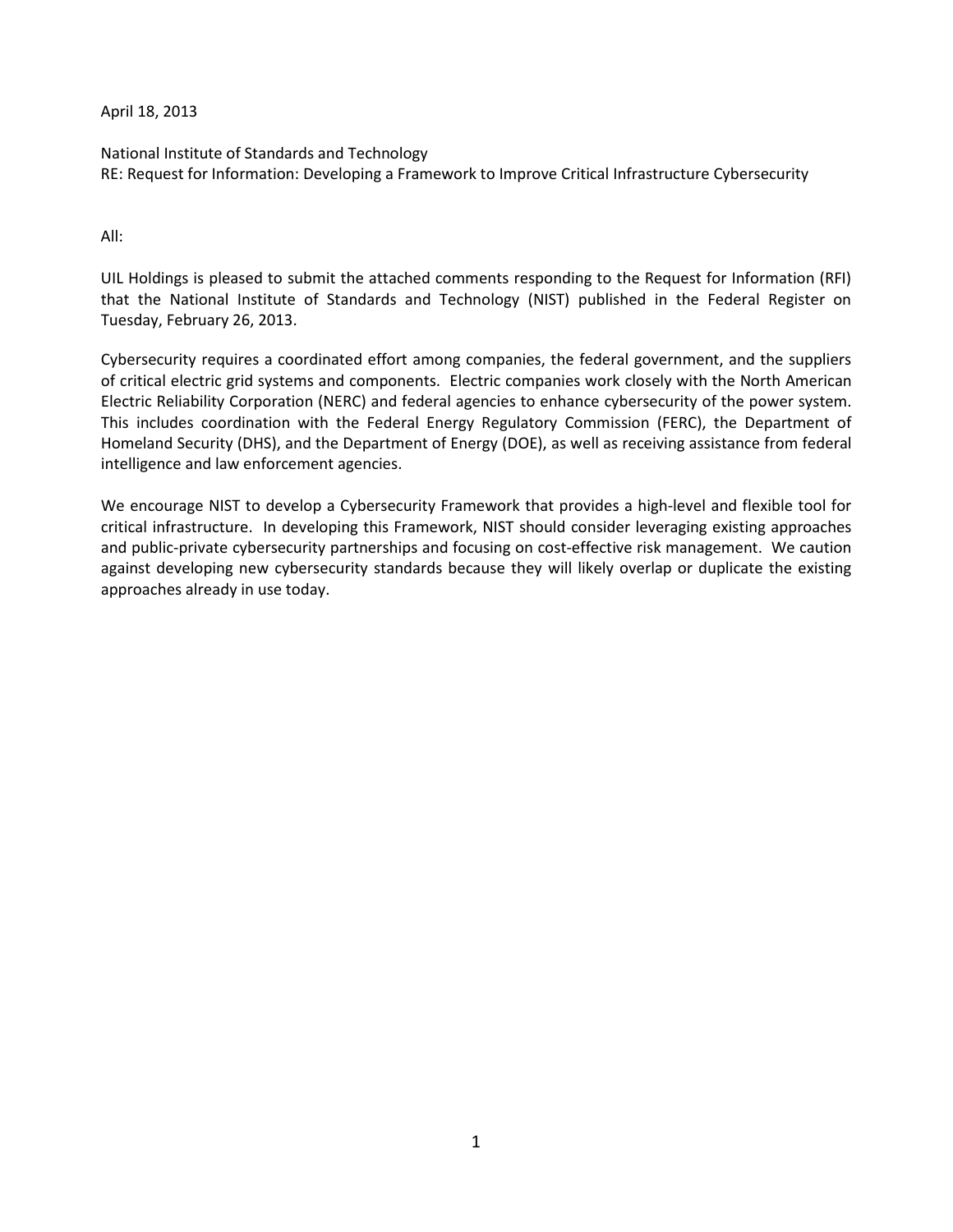April 18, 2013

National Institute of Standards and Technology
RE: Request for Information: Developing a Framework to Improve Critical Infrastructure Cybersecurity

All:

UIL Holdings is pleased to submit the attached comments responding to the Request for Information (RFI) that the National Institute of Standards and Technology (NIST) published in the Federal Register on Tuesday, February 26, 2013.

Cybersecurity requires a coordinated effort among companies, the federal government, and the suppliers of critical electric grid systems and components. Electric companies work closely with the North American Electric Reliability Corporation (NERC) and federal agencies to enhance cybersecurity of the power system. This includes coordination with the Federal Energy Regulatory Commission (FERC), the Department of Homeland Security (DHS), and the Department of Energy (DOE), as well as receiving assistance from federal intelligence and law enforcement agencies.

We encourage NIST to develop a Cybersecurity Framework that provides a high-level and flexible tool for critical infrastructure. In developing this Framework, NIST should consider leveraging existing approaches and public-private cybersecurity partnerships and focusing on cost-effective risk management. We caution against developing new cybersecurity standards because they will likely overlap or duplicate the existing approaches already in use today.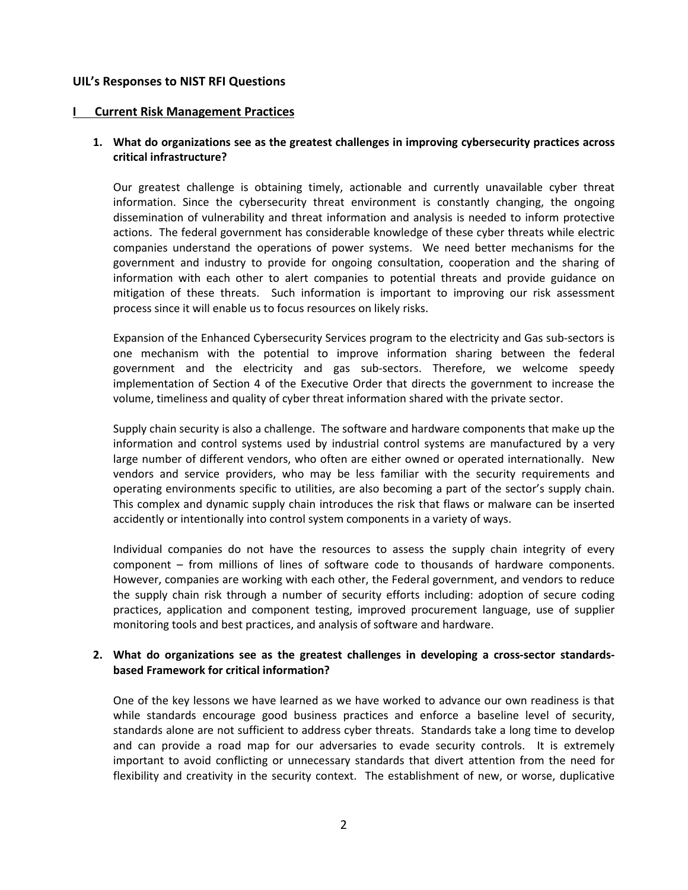## UIL's Responses to NIST RFI Questions

### I Current Risk Management Practices

**1. What do organizations see as the greatest challenges in improving cybersecurity practices across critical infrastructure?**

Our greatest challenge is obtaining timely, actionable and currently unavailable cyber threat information. Since the cybersecurity threat environment is constantly changing, the ongoing dissemination of vulnerability and threat information and analysis is needed to inform protective actions. The federal government has considerable knowledge of these cyber threats while electric companies understand the operations of power systems. We need better mechanisms for the government and industry to provide for ongoing consultation, cooperation and the sharing of information with each other to alert companies to potential threats and provide guidance on mitigation of these threats. Such information is important to improving our risk assessment process since it will enable us to focus resources on likely risks.

Expansion of the Enhanced Cybersecurity Services program to the electricity and Gas sub-sectors is one mechanism with the potential to improve information sharing between the federal government and the electricity and gas sub-sectors. Therefore, we welcome speedy implementation of Section 4 of the Executive Order that directs the government to increase the volume, timeliness and quality of cyber threat information shared with the private sector.

Supply chain security is also a challenge. The software and hardware components that make up the information and control systems used by industrial control systems are manufactured by a very large number of different vendors, who often are either owned or operated internationally. New vendors and service providers, who may be less familiar with the security requirements and operating environments specific to utilities, are also becoming a part of the sector's supply chain. This complex and dynamic supply chain introduces the risk that flaws or malware can be inserted accidently or intentionally into control system components in a variety of ways.

Individual companies do not have the resources to assess the supply chain integrity of every component – from millions of lines of software code to thousands of hardware components. However, companies are working with each other, the Federal government, and vendors to reduce the supply chain risk through a number of security efforts including: adoption of secure coding practices, application and component testing, improved procurement language, use of supplier monitoring tools and best practices, and analysis of software and hardware.

**2. What do organizations see as the greatest challenges in developing a cross-sector standards-based Framework for critical information?**

One of the key lessons we have learned as we have worked to advance our own readiness is that while standards encourage good business practices and enforce a baseline level of security, standards alone are not sufficient to address cyber threats. Standards take a long time to develop and can provide a road map for our adversaries to evade security controls. It is extremely important to avoid conflicting or unnecessary standards that divert attention from the need for flexibility and creativity in the security context. The establishment of new, or worse, duplicative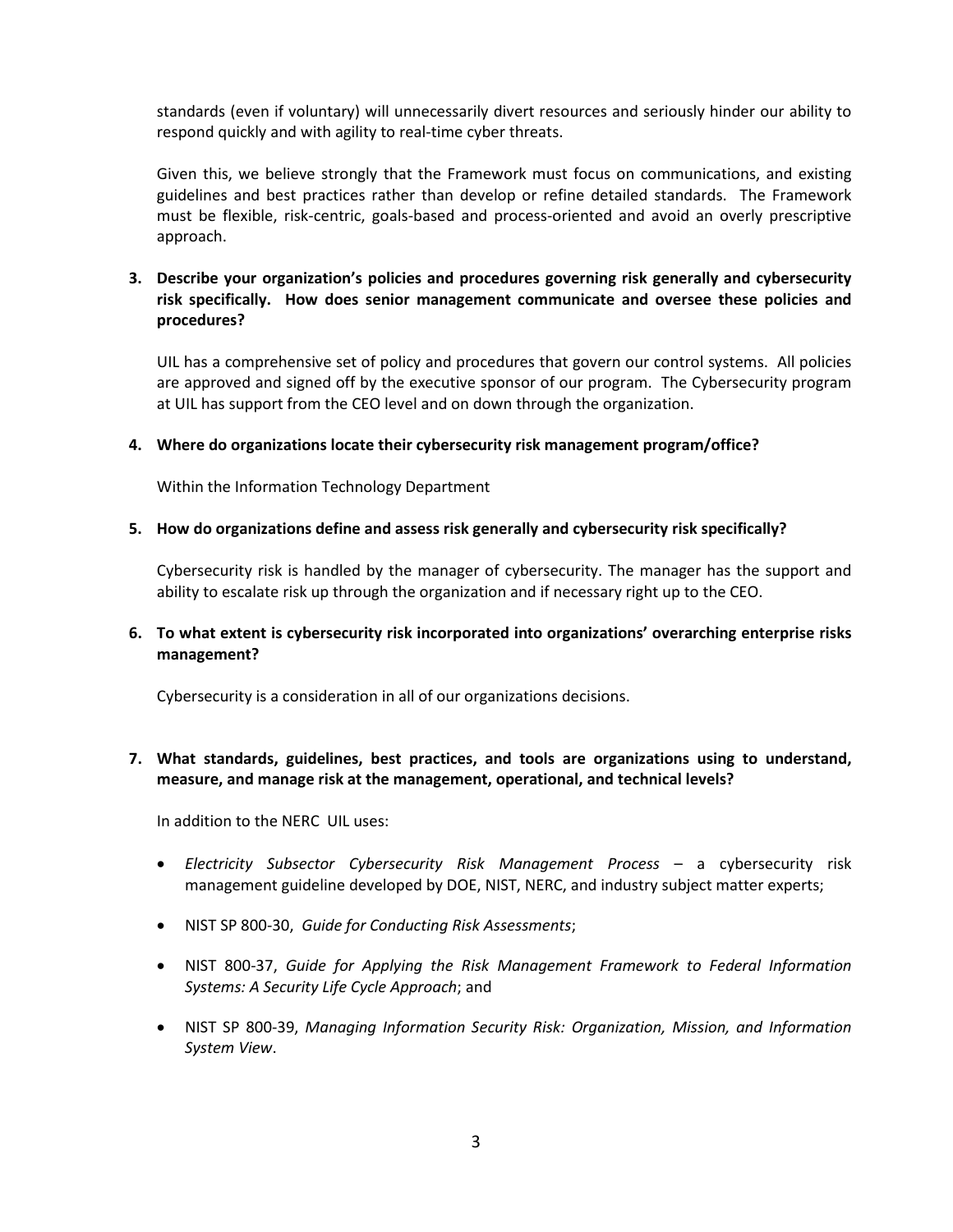standards (even if voluntary) will unnecessarily divert resources and seriously hinder our ability to respond quickly and with agility to real-time cyber threats.

Given this, we believe strongly that the Framework must focus on communications, and existing guidelines and best practices rather than develop or refine detailed standards. The Framework must be flexible, risk-centric, goals-based and process-oriented and avoid an overly prescriptive approach.

**3. Describe your organization's policies and procedures governing risk generally and cybersecurity risk specifically. How does senior management communicate and oversee these policies and procedures?**

UIL has a comprehensive set of policy and procedures that govern our control systems. All policies are approved and signed off by the executive sponsor of our program. The Cybersecurity program at UIL has support from the CEO level and on down through the organization.

**4. Where do organizations locate their cybersecurity risk management program/office?**

Within the Information Technology Department

**5. How do organizations define and assess risk generally and cybersecurity risk specifically?**

Cybersecurity risk is handled by the manager of cybersecurity. The manager has the support and ability to escalate risk up through the organization and if necessary right up to the CEO.

**6. To what extent is cybersecurity risk incorporated into organizations' overarching enterprise risks management?**

Cybersecurity is a consideration in all of our organizations decisions.

**7. What standards, guidelines, best practices, and tools are organizations using to understand, measure, and manage risk at the management, operational, and technical levels?**

In addition to the NERC UIL uses:

- *Electricity Subsector Cybersecurity Risk Management Process* – a cybersecurity risk management guideline developed by DOE, NIST, NERC, and industry subject matter experts;
- NIST SP 800-30, *Guide for Conducting Risk Assessments*;
- NIST 800-37, *Guide for Applying the Risk Management Framework to Federal Information Systems: A Security Life Cycle Approach*; and
- NIST SP 800-39, *Managing Information Security Risk: Organization, Mission, and Information System View*.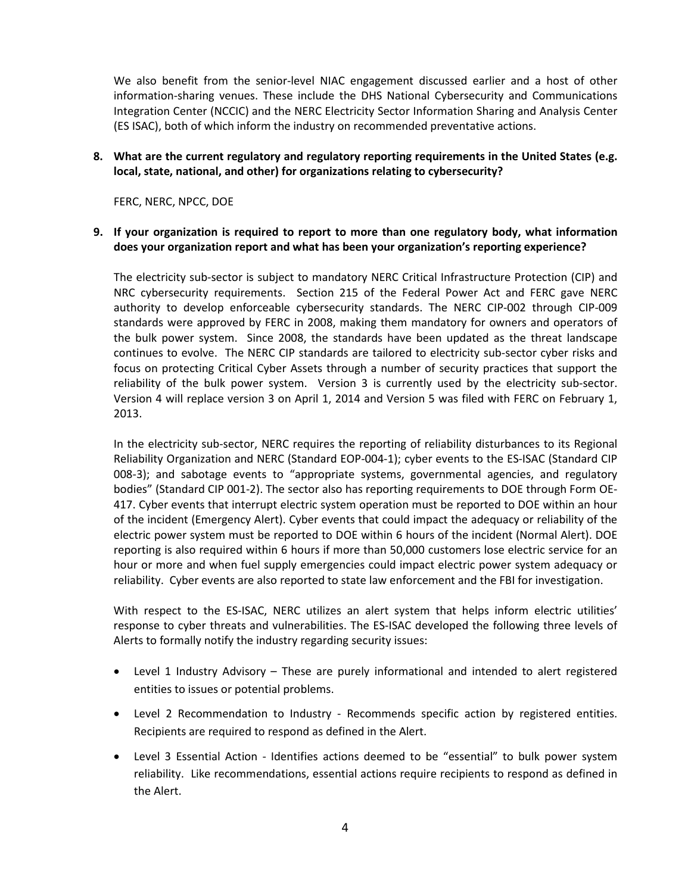We also benefit from the senior-level NIAC engagement discussed earlier and a host of other information-sharing venues. These include the DHS National Cybersecurity and Communications Integration Center (NCCIC) and the NERC Electricity Sector Information Sharing and Analysis Center (ES ISAC), both of which inform the industry on recommended preventative actions.

**8. What are the current regulatory and regulatory reporting requirements in the United States (e.g. local, state, national, and other) for organizations relating to cybersecurity?**

FERC, NERC, NPCC, DOE

**9. If your organization is required to report to more than one regulatory body, what information does your organization report and what has been your organization's reporting experience?**

The electricity sub-sector is subject to mandatory NERC Critical Infrastructure Protection (CIP) and NRC cybersecurity requirements. Section 215 of the Federal Power Act and FERC gave NERC authority to develop enforceable cybersecurity standards. The NERC CIP-002 through CIP-009 standards were approved by FERC in 2008, making them mandatory for owners and operators of the bulk power system. Since 2008, the standards have been updated as the threat landscape continues to evolve. The NERC CIP standards are tailored to electricity sub-sector cyber risks and focus on protecting Critical Cyber Assets through a number of security practices that support the reliability of the bulk power system. Version 3 is currently used by the electricity sub-sector. Version 4 will replace version 3 on April 1, 2014 and Version 5 was filed with FERC on February 1, 2013.

In the electricity sub-sector, NERC requires the reporting of reliability disturbances to its Regional Reliability Organization and NERC (Standard EOP-004-1); cyber events to the ES-ISAC (Standard CIP 008-3); and sabotage events to "appropriate systems, governmental agencies, and regulatory bodies" (Standard CIP 001-2). The sector also has reporting requirements to DOE through Form OE-417. Cyber events that interrupt electric system operation must be reported to DOE within an hour of the incident (Emergency Alert). Cyber events that could impact the adequacy or reliability of the electric power system must be reported to DOE within 6 hours of the incident (Normal Alert). DOE reporting is also required within 6 hours if more than 50,000 customers lose electric service for an hour or more and when fuel supply emergencies could impact electric power system adequacy or reliability. Cyber events are also reported to state law enforcement and the FBI for investigation.

With respect to the ES-ISAC, NERC utilizes an alert system that helps inform electric utilities' response to cyber threats and vulnerabilities. The ES-ISAC developed the following three levels of Alerts to formally notify the industry regarding security issues:

- Level 1 Industry Advisory – These are purely informational and intended to alert registered entities to issues or potential problems.
- Level 2 Recommendation to Industry - Recommends specific action by registered entities. Recipients are required to respond as defined in the Alert.
- Level 3 Essential Action - Identifies actions deemed to be "essential" to bulk power system reliability. Like recommendations, essential actions require recipients to respond as defined in the Alert.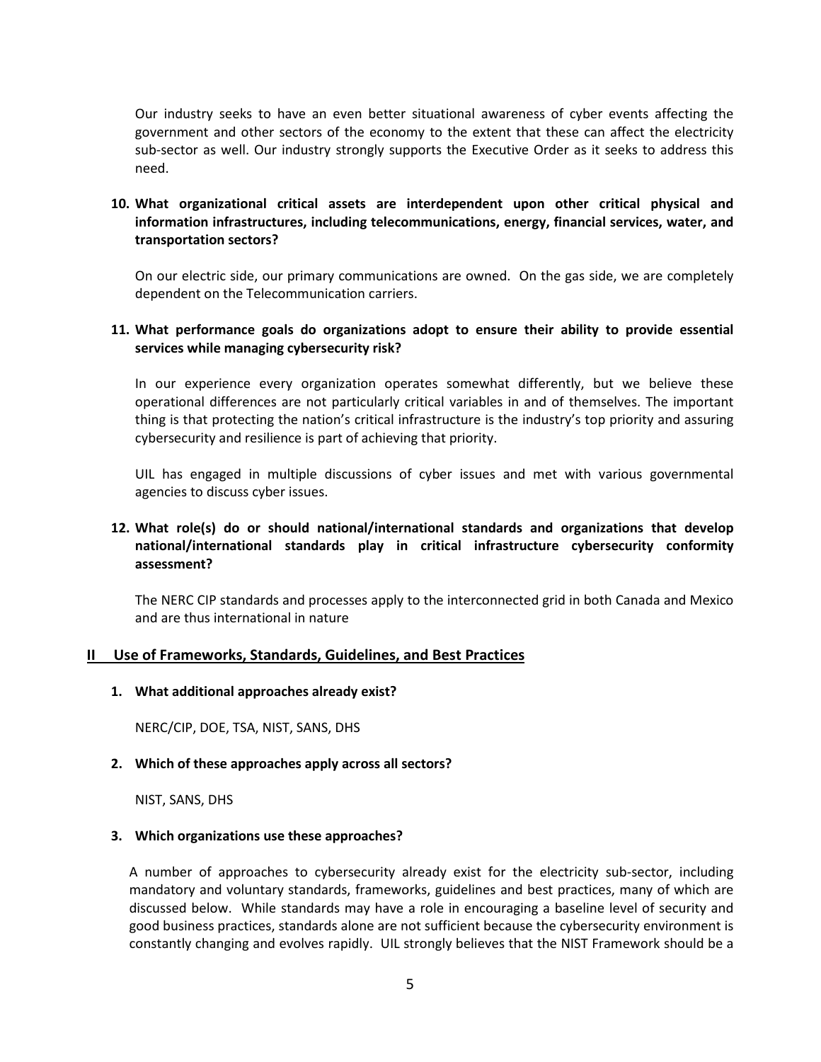Our industry seeks to have an even better situational awareness of cyber events affecting the government and other sectors of the economy to the extent that these can affect the electricity sub-sector as well. Our industry strongly supports the Executive Order as it seeks to address this need.

**10. What organizational critical assets are interdependent upon other critical physical and information infrastructures, including telecommunications, energy, financial services, water, and transportation sectors?**

On our electric side, our primary communications are owned. On the gas side, we are completely dependent on the Telecommunication carriers.

**11. What performance goals do organizations adopt to ensure their ability to provide essential services while managing cybersecurity risk?**

In our experience every organization operates somewhat differently, but we believe these operational differences are not particularly critical variables in and of themselves. The important thing is that protecting the nation's critical infrastructure is the industry's top priority and assuring cybersecurity and resilience is part of achieving that priority.

UIL has engaged in multiple discussions of cyber issues and met with various governmental agencies to discuss cyber issues.

**12. What role(s) do or should national/international standards and organizations that develop national/international standards play in critical infrastructure cybersecurity conformity assessment?**

The NERC CIP standards and processes apply to the interconnected grid in both Canada and Mexico and are thus international in nature

## II Use of Frameworks, Standards, Guidelines, and Best Practices

**1. What additional approaches already exist?**

NERC/CIP, DOE, TSA, NIST, SANS, DHS

**2. Which of these approaches apply across all sectors?**

NIST, SANS, DHS

**3. Which organizations use these approaches?**

A number of approaches to cybersecurity already exist for the electricity sub-sector, including mandatory and voluntary standards, frameworks, guidelines and best practices, many of which are discussed below. While standards may have a role in encouraging a baseline level of security and good business practices, standards alone are not sufficient because the cybersecurity environment is constantly changing and evolves rapidly. UIL strongly believes that the NIST Framework should be a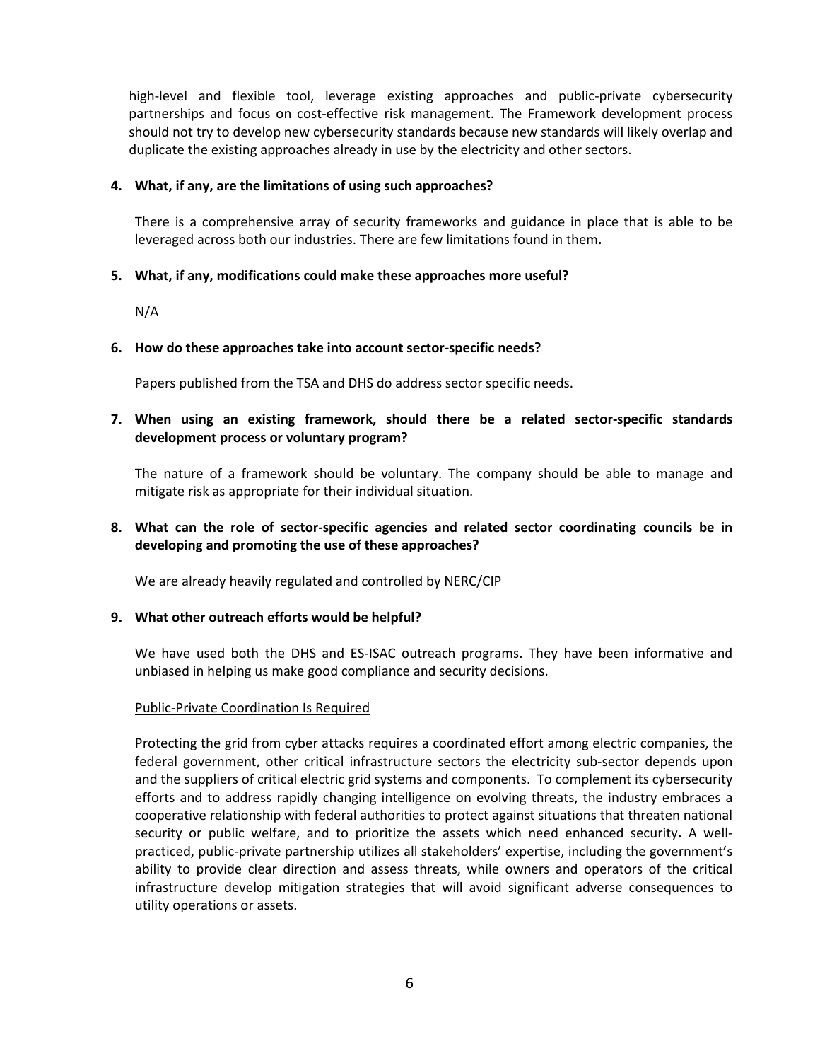high-level and flexible tool, leverage existing approaches and public-private cybersecurity partnerships and focus on cost-effective risk management. The Framework development process should not try to develop new cybersecurity standards because new standards will likely overlap and duplicate the existing approaches already in use by the electricity and other sectors.

**4. What, if any, are the limitations of using such approaches?**

There is a comprehensive array of security frameworks and guidance in place that is able to be leveraged across both our industries. There are few limitations found in them**.**

**5. What, if any, modifications could make these approaches more useful?**

N/A

**6. How do these approaches take into account sector-specific needs?**

Papers published from the TSA and DHS do address sector specific needs.

**7. When using an existing framework, should there be a related sector-specific standards development process or voluntary program?**

The nature of a framework should be voluntary. The company should be able to manage and mitigate risk as appropriate for their individual situation.

**8. What can the role of sector-specific agencies and related sector coordinating councils be in developing and promoting the use of these approaches?**

We are already heavily regulated and controlled by NERC/CIP

**9. What other outreach efforts would be helpful?**

We have used both the DHS and ES-ISAC outreach programs. They have been informative and unbiased in helping us make good compliance and security decisions.

<u>Public-Private Coordination Is Required</u>

Protecting the grid from cyber attacks requires a coordinated effort among electric companies, the federal government, other critical infrastructure sectors the electricity sub-sector depends upon and the suppliers of critical electric grid systems and components. To complement its cybersecurity efforts and to address rapidly changing intelligence on evolving threats, the industry embraces a cooperative relationship with federal authorities to protect against situations that threaten national security or public welfare, and to prioritize the assets which need enhanced security**.** A well-practiced, public-private partnership utilizes all stakeholders' expertise, including the government's ability to provide clear direction and assess threats, while owners and operators of the critical infrastructure develop mitigation strategies that will avoid significant adverse consequences to utility operations or assets.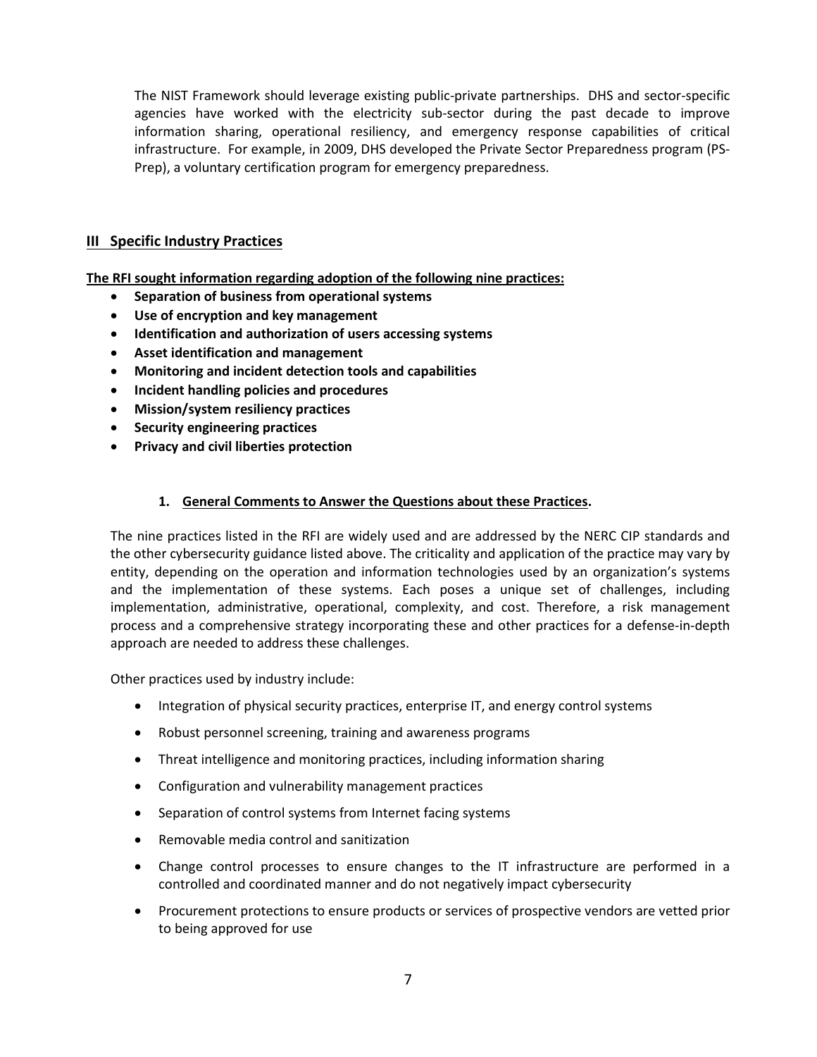The NIST Framework should leverage existing public-private partnerships. DHS and sector-specific agencies have worked with the electricity sub-sector during the past decade to improve information sharing, operational resiliency, and emergency response capabilities of critical infrastructure. For example, in 2009, DHS developed the Private Sector Preparedness program (PS-Prep), a voluntary certification program for emergency preparedness.

## III Specific Industry Practices

**The RFI sought information regarding adoption of the following nine practices:**

- **Separation of business from operational systems**
- **Use of encryption and key management**
- **Identification and authorization of users accessing systems**
- **Asset identification and management**
- **Monitoring and incident detection tools and capabilities**
- **Incident handling policies and procedures**
- **Mission/system resiliency practices**
- **Security engineering practices**
- **Privacy and civil liberties protection**

### 1. General Comments to Answer the Questions about these Practices.

The nine practices listed in the RFI are widely used and are addressed by the NERC CIP standards and the other cybersecurity guidance listed above. The criticality and application of the practice may vary by entity, depending on the operation and information technologies used by an organization's systems and the implementation of these systems. Each poses a unique set of challenges, including implementation, administrative, operational, complexity, and cost. Therefore, a risk management process and a comprehensive strategy incorporating these and other practices for a defense-in-depth approach are needed to address these challenges.

Other practices used by industry include:

- Integration of physical security practices, enterprise IT, and energy control systems
- Robust personnel screening, training and awareness programs
- Threat intelligence and monitoring practices, including information sharing
- Configuration and vulnerability management practices
- Separation of control systems from Internet facing systems
- Removable media control and sanitization
- Change control processes to ensure changes to the IT infrastructure are performed in a controlled and coordinated manner and do not negatively impact cybersecurity
- Procurement protections to ensure products or services of prospective vendors are vetted prior to being approved for use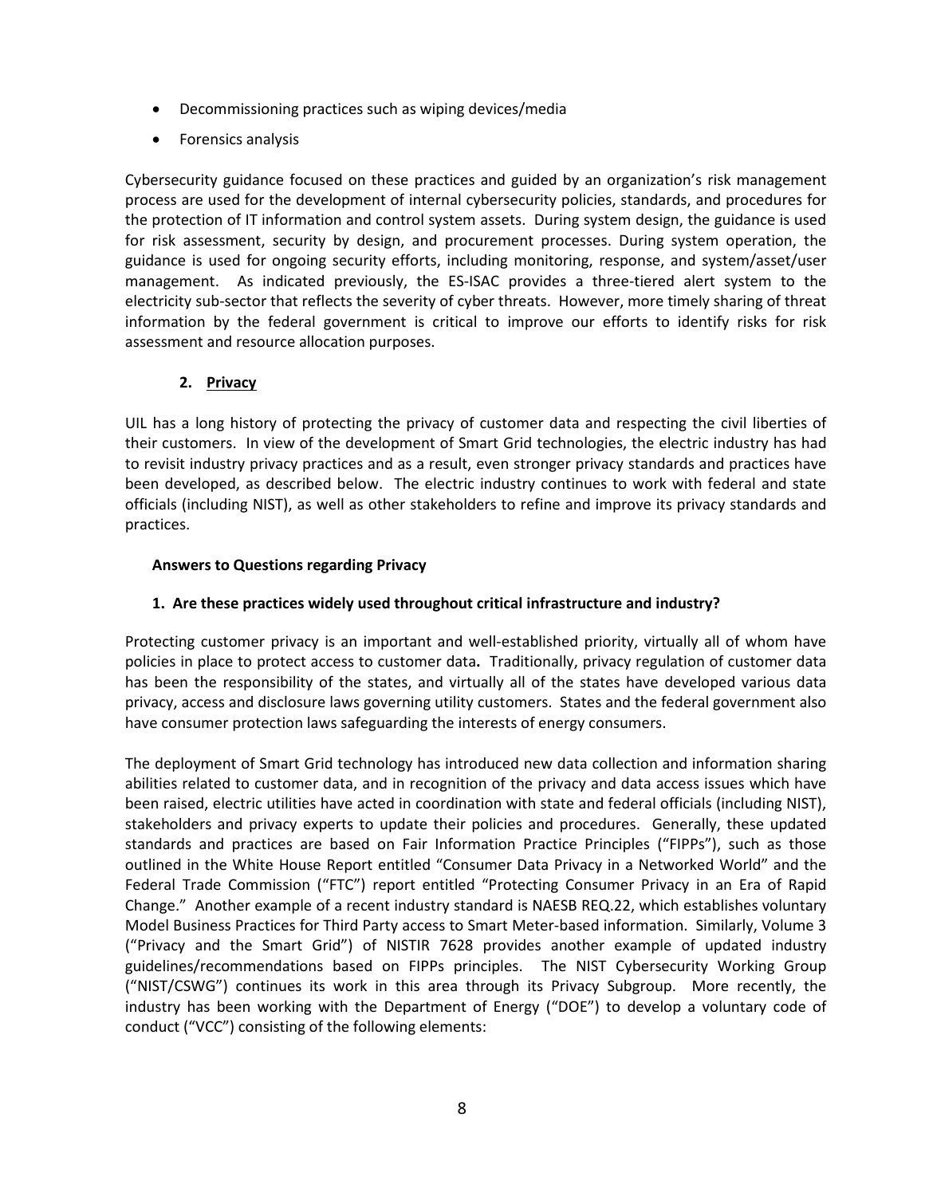- Decommissioning practices such as wiping devices/media
- Forensics analysis

Cybersecurity guidance focused on these practices and guided by an organization's risk management process are used for the development of internal cybersecurity policies, standards, and procedures for the protection of IT information and control system assets. During system design, the guidance is used for risk assessment, security by design, and procurement processes. During system operation, the guidance is used for ongoing security efforts, including monitoring, response, and system/asset/user management. As indicated previously, the ES-ISAC provides a three-tiered alert system to the electricity sub-sector that reflects the severity of cyber threats. However, more timely sharing of threat information by the federal government is critical to improve our efforts to identify risks for risk assessment and resource allocation purposes.

## 2. Privacy

UIL has a long history of protecting the privacy of customer data and respecting the civil liberties of their customers. In view of the development of Smart Grid technologies, the electric industry has had to revisit industry privacy practices and as a result, even stronger privacy standards and practices have been developed, as described below. The electric industry continues to work with federal and state officials (including NIST), as well as other stakeholders to refine and improve its privacy standards and practices.

### Answers to Questions regarding Privacy

**1. Are these practices widely used throughout critical infrastructure and industry?**

Protecting customer privacy is an important and well-established priority, virtually all of whom have policies in place to protect access to customer data**.** Traditionally, privacy regulation of customer data has been the responsibility of the states, and virtually all of the states have developed various data privacy, access and disclosure laws governing utility customers. States and the federal government also have consumer protection laws safeguarding the interests of energy consumers.

The deployment of Smart Grid technology has introduced new data collection and information sharing abilities related to customer data, and in recognition of the privacy and data access issues which have been raised, electric utilities have acted in coordination with state and federal officials (including NIST), stakeholders and privacy experts to update their policies and procedures. Generally, these updated standards and practices are based on Fair Information Practice Principles ("FIPPs"), such as those outlined in the White House Report entitled "Consumer Data Privacy in a Networked World" and the Federal Trade Commission ("FTC") report entitled "Protecting Consumer Privacy in an Era of Rapid Change." Another example of a recent industry standard is NAESB REQ.22, which establishes voluntary Model Business Practices for Third Party access to Smart Meter-based information. Similarly, Volume 3 ("Privacy and the Smart Grid") of NISTIR 7628 provides another example of updated industry guidelines/recommendations based on FIPPs principles. The NIST Cybersecurity Working Group ("NIST/CSWG") continues its work in this area through its Privacy Subgroup. More recently, the industry has been working with the Department of Energy ("DOE") to develop a voluntary code of conduct ("VCC") consisting of the following elements: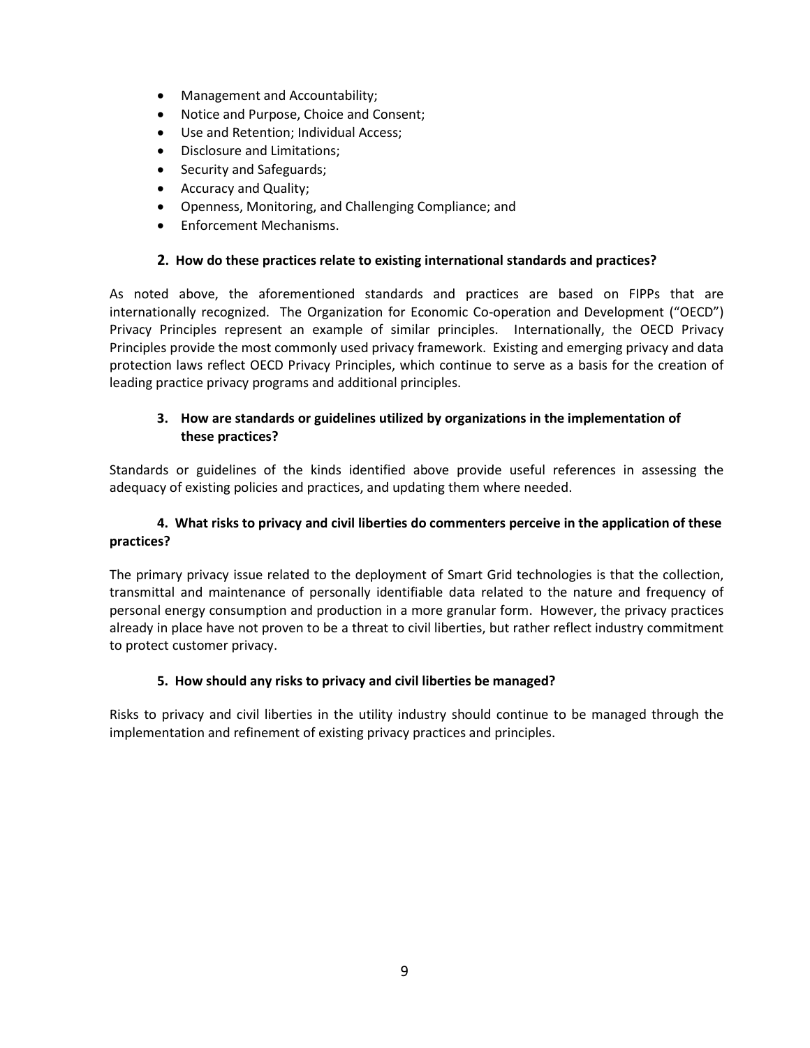- Management and Accountability;
- Notice and Purpose, Choice and Consent;
- Use and Retention; Individual Access;
- Disclosure and Limitations;
- Security and Safeguards;
- Accuracy and Quality;
- Openness, Monitoring, and Challenging Compliance; and
- Enforcement Mechanisms.

**2. How do these practices relate to existing international standards and practices?**

As noted above, the aforementioned standards and practices are based on FIPPs that are internationally recognized. The Organization for Economic Co-operation and Development ("OECD") Privacy Principles represent an example of similar principles. Internationally, the OECD Privacy Principles provide the most commonly used privacy framework. Existing and emerging privacy and data protection laws reflect OECD Privacy Principles, which continue to serve as a basis for the creation of leading practice privacy programs and additional principles.

**3. How are standards or guidelines utilized by organizations in the implementation of these practices?**

Standards or guidelines of the kinds identified above provide useful references in assessing the adequacy of existing policies and practices, and updating them where needed.

**4. What risks to privacy and civil liberties do commenters perceive in the application of these practices?**

The primary privacy issue related to the deployment of Smart Grid technologies is that the collection, transmittal and maintenance of personally identifiable data related to the nature and frequency of personal energy consumption and production in a more granular form. However, the privacy practices already in place have not proven to be a threat to civil liberties, but rather reflect industry commitment to protect customer privacy.

**5. How should any risks to privacy and civil liberties be managed?**

Risks to privacy and civil liberties in the utility industry should continue to be managed through the implementation and refinement of existing privacy practices and principles.